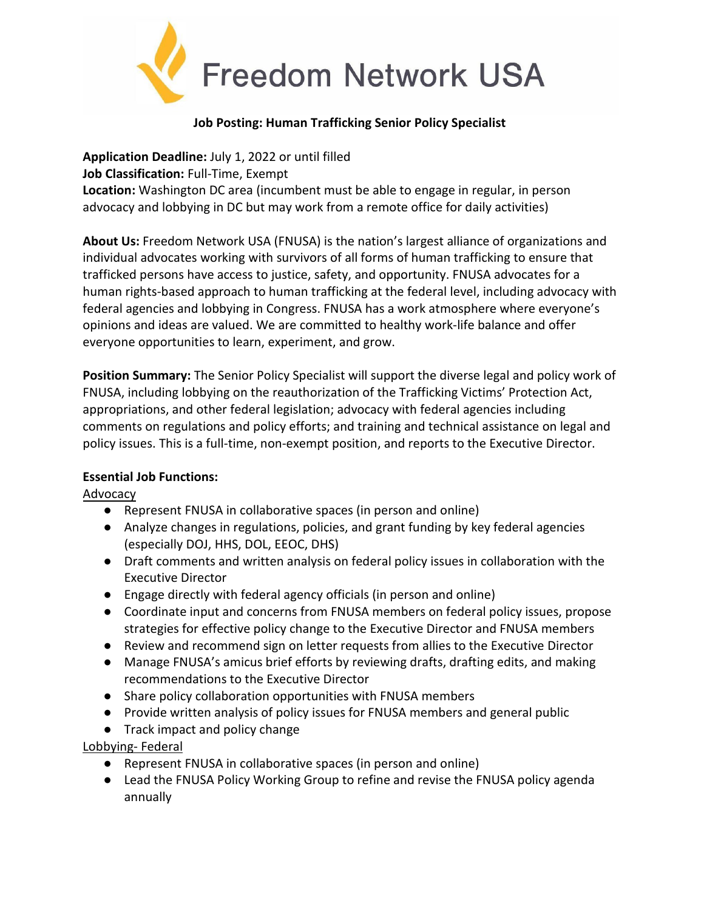# Freedom Network USA

**Job Posting: Human Trafficking Senior Policy Specialist**

**Application Deadline:** July 1, 2022 or until filled
**Job Classification:** Full-Time, Exempt
**Location:** Washington DC area (incumbent must be able to engage in regular, in person advocacy and lobbying in DC but may work from a remote office for daily activities)

**About Us:** Freedom Network USA (FNUSA) is the nation's largest alliance of organizations and individual advocates working with survivors of all forms of human trafficking to ensure that trafficked persons have access to justice, safety, and opportunity. FNUSA advocates for a human rights-based approach to human trafficking at the federal level, including advocacy with federal agencies and lobbying in Congress. FNUSA has a work atmosphere where everyone's opinions and ideas are valued. We are committed to healthy work-life balance and offer everyone opportunities to learn, experiment, and grow.

**Position Summary:** The Senior Policy Specialist will support the diverse legal and policy work of FNUSA, including lobbying on the reauthorization of the Trafficking Victims' Protection Act, appropriations, and other federal legislation; advocacy with federal agencies including comments on regulations and policy efforts; and training and technical assistance on legal and policy issues. This is a full-time, non-exempt position, and reports to the Executive Director.

**Essential Job Functions:**

<u>Advocacy</u>

- Represent FNUSA in collaborative spaces (in person and online)
- Analyze changes in regulations, policies, and grant funding by key federal agencies (especially DOJ, HHS, DOL, EEOC, DHS)
- Draft comments and written analysis on federal policy issues in collaboration with the Executive Director
- Engage directly with federal agency officials (in person and online)
- Coordinate input and concerns from FNUSA members on federal policy issues, propose strategies for effective policy change to the Executive Director and FNUSA members
- Review and recommend sign on letter requests from allies to the Executive Director
- Manage FNUSA's amicus brief efforts by reviewing drafts, drafting edits, and making recommendations to the Executive Director
- Share policy collaboration opportunities with FNUSA members
- Provide written analysis of policy issues for FNUSA members and general public
- Track impact and policy change

<u>Lobbying- Federal</u>

- Represent FNUSA in collaborative spaces (in person and online)
- Lead the FNUSA Policy Working Group to refine and revise the FNUSA policy agenda annually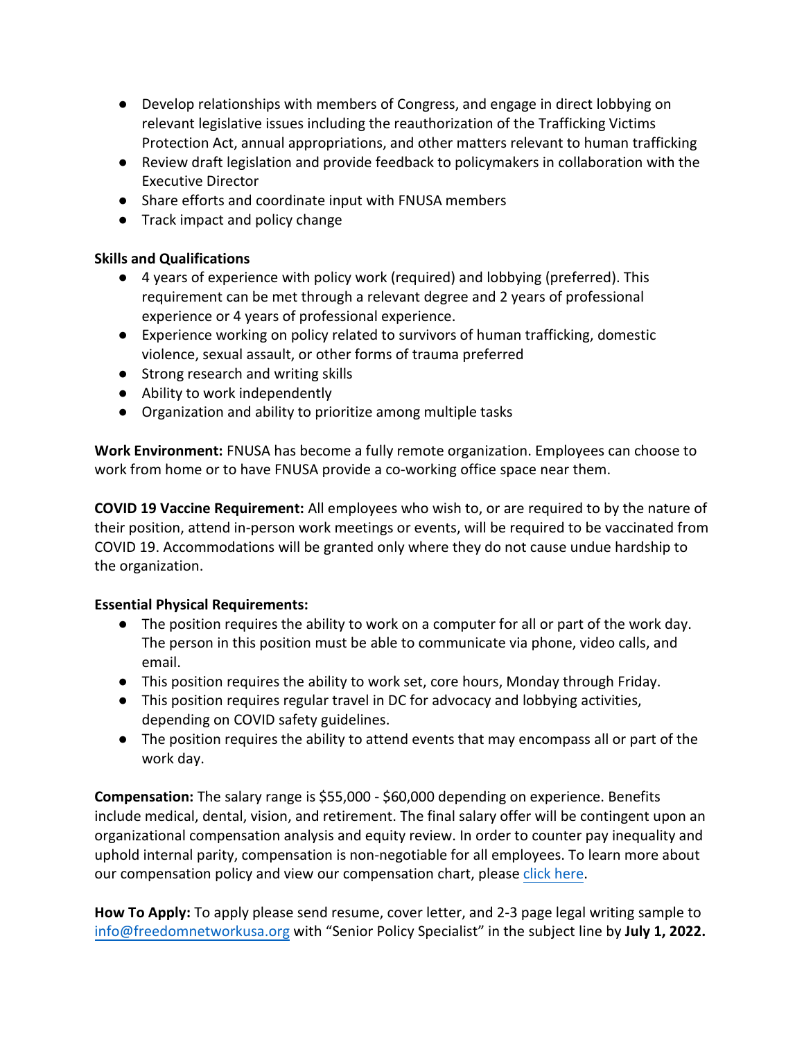- Develop relationships with members of Congress, and engage in direct lobbying on relevant legislative issues including the reauthorization of the Trafficking Victims Protection Act, annual appropriations, and other matters relevant to human trafficking
- Review draft legislation and provide feedback to policymakers in collaboration with the Executive Director
- Share efforts and coordinate input with FNUSA members
- Track impact and policy change

**Skills and Qualifications**

- 4 years of experience with policy work (required) and lobbying (preferred). This requirement can be met through a relevant degree and 2 years of professional experience or 4 years of professional experience.
- Experience working on policy related to survivors of human trafficking, domestic violence, sexual assault, or other forms of trauma preferred
- Strong research and writing skills
- Ability to work independently
- Organization and ability to prioritize among multiple tasks

**Work Environment:** FNUSA has become a fully remote organization. Employees can choose to work from home or to have FNUSA provide a co-working office space near them.

**COVID 19 Vaccine Requirement:** All employees who wish to, or are required to by the nature of their position, attend in-person work meetings or events, will be required to be vaccinated from COVID 19. Accommodations will be granted only where they do not cause undue hardship to the organization.

**Essential Physical Requirements:**

- The position requires the ability to work on a computer for all or part of the work day. The person in this position must be able to communicate via phone, video calls, and email.
- This position requires the ability to work set, core hours, Monday through Friday.
- This position requires regular travel in DC for advocacy and lobbying activities, depending on COVID safety guidelines.
- The position requires the ability to attend events that may encompass all or part of the work day.

**Compensation:** The salary range is $55,000 - $60,000 depending on experience. Benefits include medical, dental, vision, and retirement. The final salary offer will be contingent upon an organizational compensation analysis and equity review. In order to counter pay inequality and uphold internal parity, compensation is non-negotiable for all employees. To learn more about our compensation policy and view our compensation chart, please click here.

**How To Apply:** To apply please send resume, cover letter, and 2-3 page legal writing sample to info@freedomnetworkusa.org with "Senior Policy Specialist" in the subject line by **July 1, 2022.**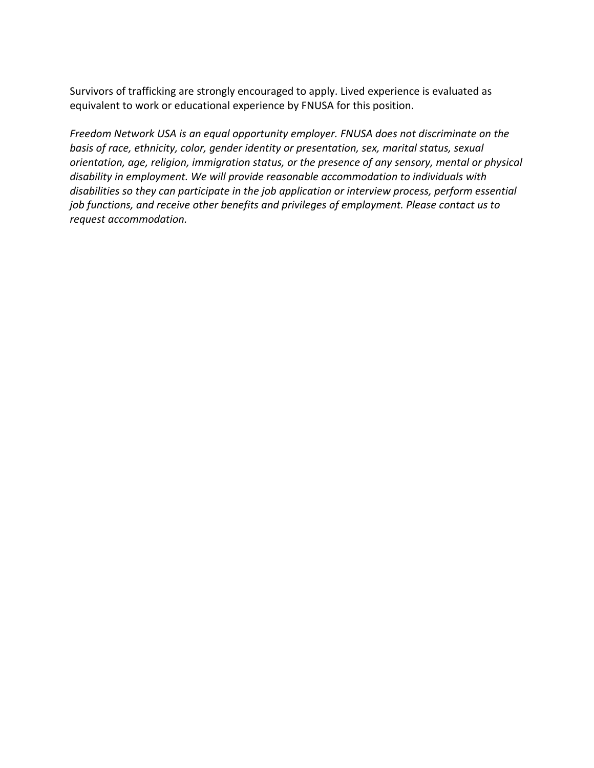Survivors of trafficking are strongly encouraged to apply. Lived experience is evaluated as equivalent to work or educational experience by FNUSA for this position.

*Freedom Network USA is an equal opportunity employer. FNUSA does not discriminate on the basis of race, ethnicity, color, gender identity or presentation, sex, marital status, sexual orientation, age, religion, immigration status, or the presence of any sensory, mental or physical disability in employment. We will provide reasonable accommodation to individuals with disabilities so they can participate in the job application or interview process, perform essential job functions, and receive other benefits and privileges of employment. Please contact us to request accommodation.*